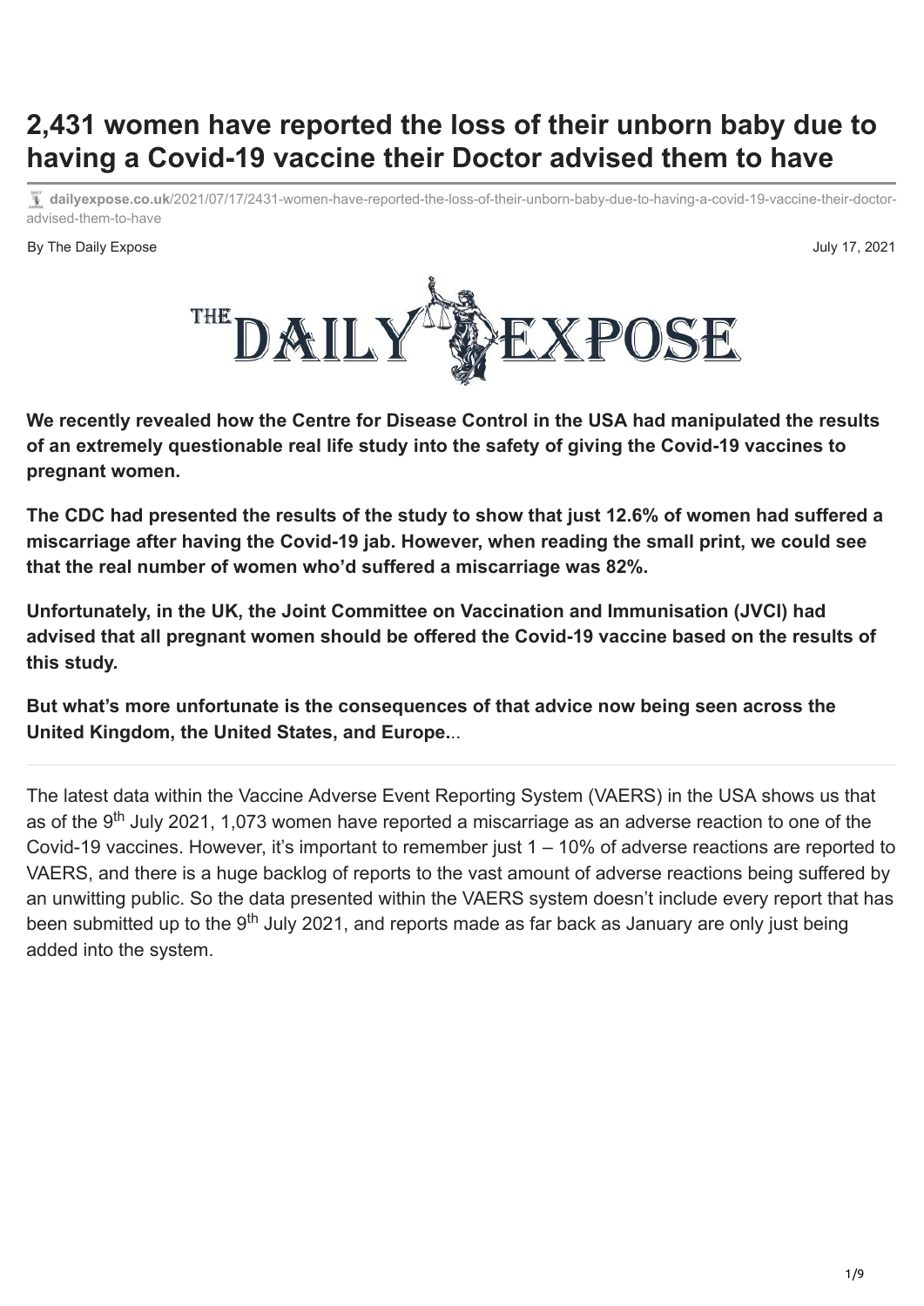# 2,431 women have reported the loss of their unborn baby due to having a Covid-19 vaccine their Doctor advised them to have

dailyexpose.co.uk/2021/07/17/2431-women-have-reported-the-loss-of-their-unborn-baby-due-to-having-a-covid-19-vaccine-their-doctor-advised-them-to-have

By The Daily Expose

July 17, 2021

THE DAILY EXPOSE

**We recently revealed how the Centre for Disease Control in the USA had manipulated the results of an extremely questionable real life study into the safety of giving the Covid-19 vaccines to pregnant women.**

**The CDC had presented the results of the study to show that just 12.6% of women had suffered a miscarriage after having the Covid-19 jab. However, when reading the small print, we could see that the real number of women who'd suffered a miscarriage was 82%.**

**Unfortunately, in the UK, the Joint Committee on Vaccination and Immunisation (JVCI) had advised that all pregnant women should be offered the Covid-19 vaccine based on the results of this study.**

**But what's more unfortunate is the consequences of that advice now being seen across the United Kingdom, the United States, and Europe.**..

---

The latest data within the Vaccine Adverse Event Reporting System (VAERS) in the USA shows us that as of the 9th July 2021, 1,073 women have reported a miscarriage as an adverse reaction to one of the Covid-19 vaccines. However, it's important to remember just 1 – 10% of adverse reactions are reported to VAERS, and there is a huge backlog of reports to the vast amount of adverse reactions being suffered by an unwitting public. So the data presented within the VAERS system doesn't include every report that has been submitted up to the 9th July 2021, and reports made as far back as January are only just being added into the system.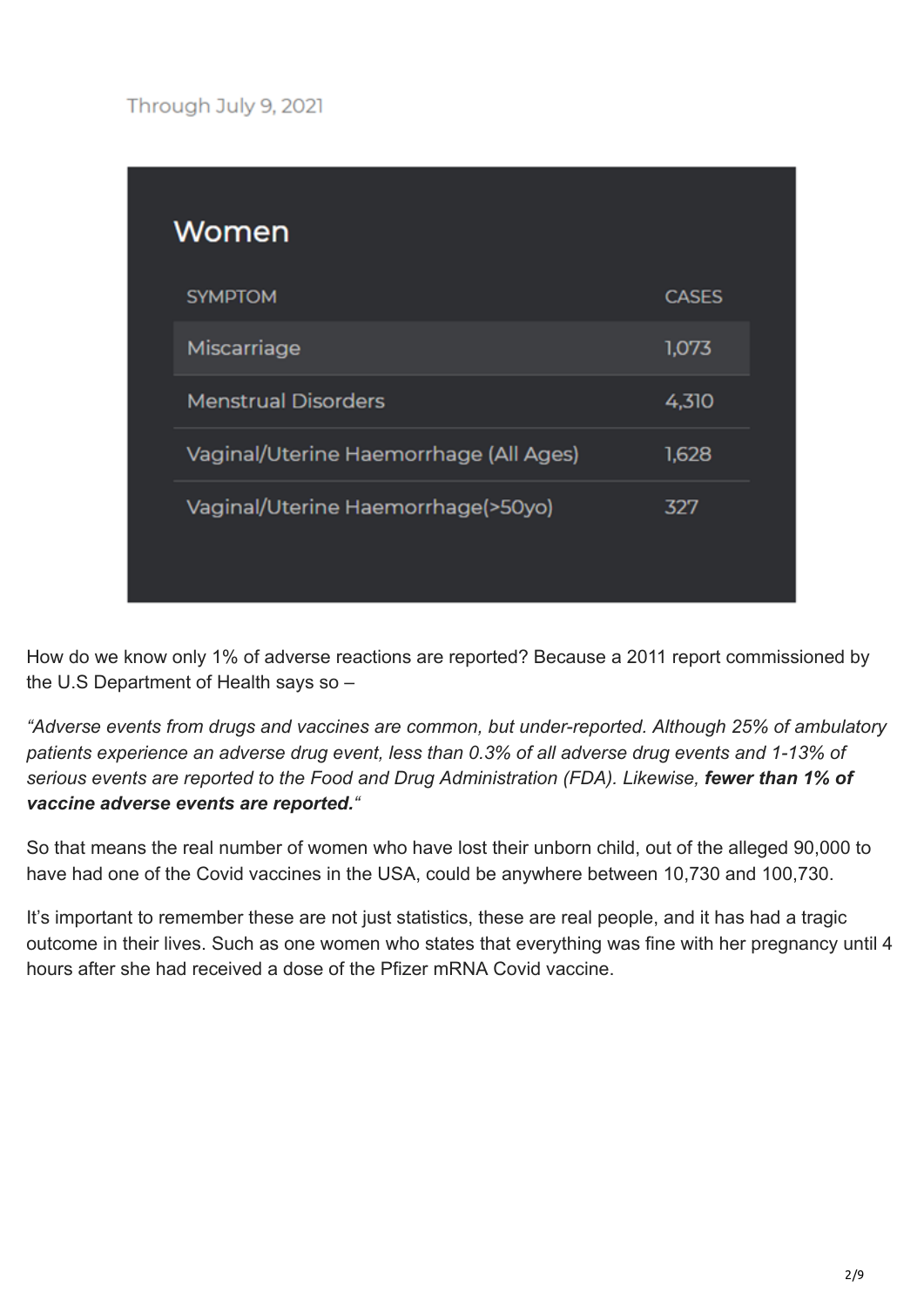Through July 9, 2021

## Women

| SYMPTOM | CASES |
|---|---|
| Miscarriage | 1,073 |
| Menstrual Disorders | 4,310 |
| Vaginal/Uterine Haemorrhage (All Ages) | 1,628 |
| Vaginal/Uterine Haemorrhage(>50yo) | 327 |

How do we know only 1% of adverse reactions are reported? Because a 2011 report commissioned by the U.S Department of Health says so –

*"Adverse events from drugs and vaccines are common, but under-reported. Although 25% of ambulatory patients experience an adverse drug event, less than 0.3% of all adverse drug events and 1-13% of serious events are reported to the Food and Drug Administration (FDA). Likewise,* ***fewer than 1% of vaccine adverse events are reported.****"*

So that means the real number of women who have lost their unborn child, out of the alleged 90,000 to have had one of the Covid vaccines in the USA, could be anywhere between 10,730 and 100,730.

It's important to remember these are not just statistics, these are real people, and it has had a tragic outcome in their lives. Such as one women who states that everything was fine with her pregnancy until 4 hours after she had received a dose of the Pfizer mRNA Covid vaccine.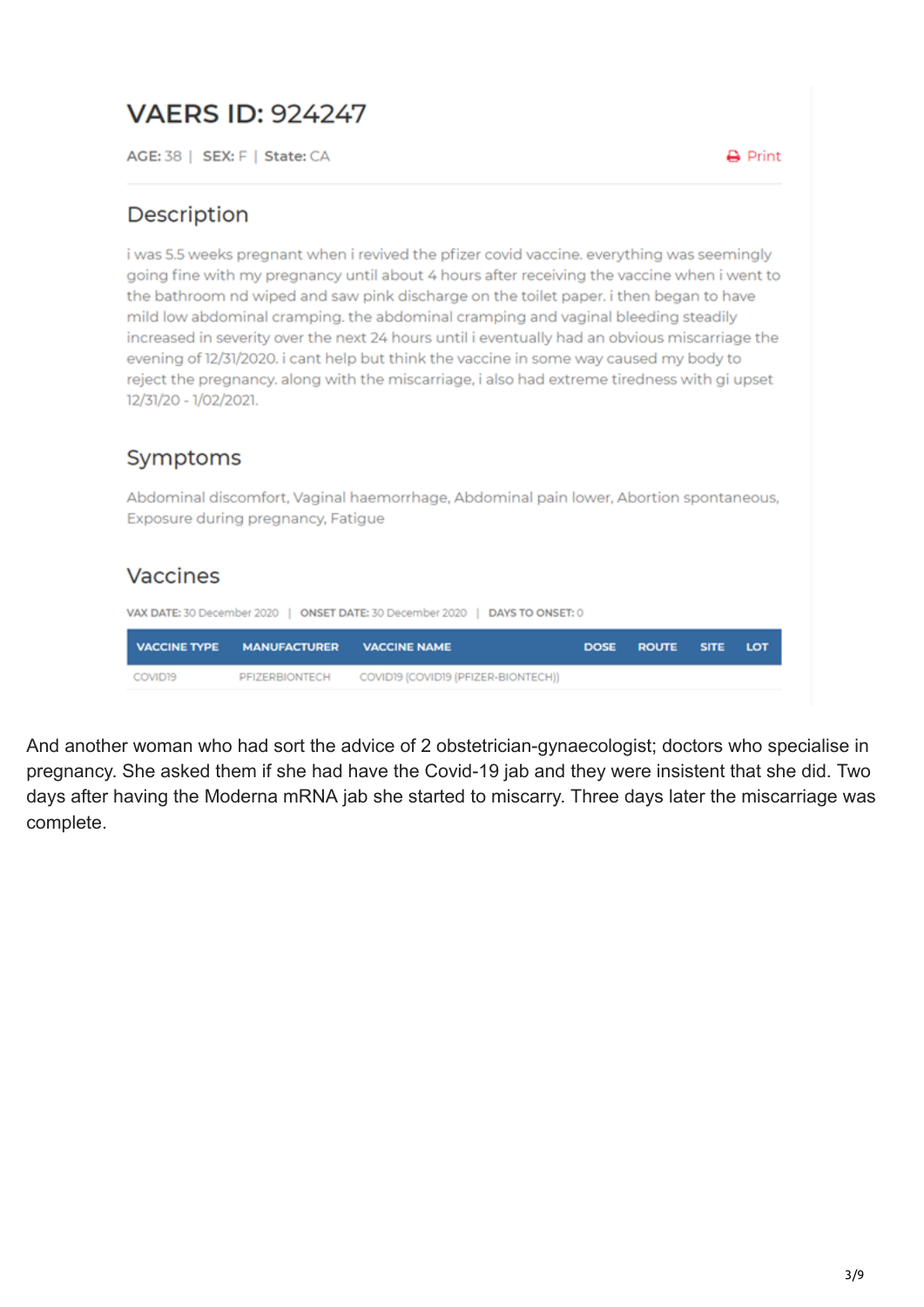# VAERS ID: 924247

**AGE:** 38 | **SEX:** F | **State:** CA

Print

## Description

i was 5.5 weeks pregnant when i revived the pfizer covid vaccine. everything was seemingly going fine with my pregnancy until about 4 hours after receiving the vaccine when i went to the bathroom nd wiped and saw pink discharge on the toilet paper. i then began to have mild low abdominal cramping. the abdominal cramping and vaginal bleeding steadily increased in severity over the next 24 hours until i eventually had an obvious miscarriage the evening of 12/31/2020. i cant help but think the vaccine in some way caused my body to reject the pregnancy. along with the miscarriage, i also had extreme tiredness with gi upset 12/31/20 - 1/02/2021.

## Symptoms

Abdominal discomfort, Vaginal haemorrhage, Abdominal pain lower, Abortion spontaneous, Exposure during pregnancy, Fatigue

## Vaccines

**VAX DATE:** 30 December 2020 | **ONSET DATE:** 30 December 2020 | **DAYS TO ONSET:** 0

| VACCINE TYPE | MANUFACTURER | VACCINE NAME | DOSE | ROUTE | SITE | LOT |
|---|---|---|---|---|---|---|
| COVID19 | PFIZERBIONTECH | COVID19 (COVID19 (PFIZER-BIONTECH)) | | | | |

And another woman who had sort the advice of 2 obstetrician-gynaecologist; doctors who specialise in pregnancy. She asked them if she had have the Covid-19 jab and they were insistent that she did. Two days after having the Moderna mRNA jab she started to miscarry. Three days later the miscarriage was complete.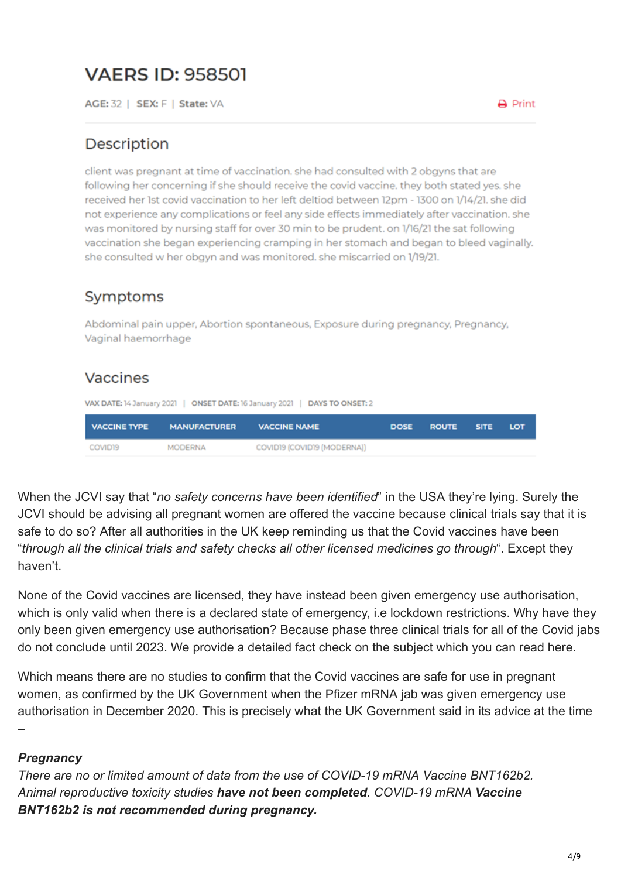# VAERS ID: 958501

AGE: 32 | SEX: F | State: VA

Print

## Description

client was pregnant at time of vaccination. she had consulted with 2 obgyns that are following her concerning if she should receive the covid vaccine. they both stated yes. she received her 1st covid vaccination to her left deltiod between 12pm - 1300 on 1/14/21. she did not experience any complications or feel any side effects immediately after vaccination. she was monitored by nursing staff for over 30 min to be prudent. on 1/16/21 the sat following vaccination she began experiencing cramping in her stomach and began to bleed vaginally. she consulted w her obgyn and was monitored. she miscarried on 1/19/21.

## Symptoms

Abdominal pain upper, Abortion spontaneous, Exposure during pregnancy, Pregnancy, Vaginal haemorrhage

## Vaccines

VAX DATE: 14 January 2021 | ONSET DATE: 16 January 2021 | DAYS TO ONSET: 2

| VACCINE TYPE | MANUFACTURER | VACCINE NAME | DOSE | ROUTE | SITE | LOT |
|---|---|---|---|---|---|---|
| COVID19 | MODERNA | COVID19 (COVID19 (MODERNA)) | | | | |

When the JCVI say that "*no safety concerns have been identified*" in the USA they're lying. Surely the JCVI should be advising all pregnant women are offered the vaccine because clinical trials say that it is safe to do so? After all authorities in the UK keep reminding us that the Covid vaccines have been "*through all the clinical trials and safety checks all other licensed medicines go through*". Except they haven't.

None of the Covid vaccines are licensed, they have instead been given emergency use authorisation, which is only valid when there is a declared state of emergency, i.e lockdown restrictions. Why have they only been given emergency use authorisation? Because phase three clinical trials for all of the Covid jabs do not conclude until 2023. We provide a detailed fact check on the subject which you can read here.

Which means there are no studies to confirm that the Covid vaccines are safe for use in pregnant women, as confirmed by the UK Government when the Pfizer mRNA jab was given emergency use authorisation in December 2020. This is precisely what the UK Government said in its advice at the time –

***Pregnancy***
*There are no or limited amount of data from the use of COVID-19 mRNA Vaccine BNT162b2. Animal reproductive toxicity studies* ***have not been completed****. COVID-19 mRNA* ***Vaccine BNT162b2 is not recommended during pregnancy.***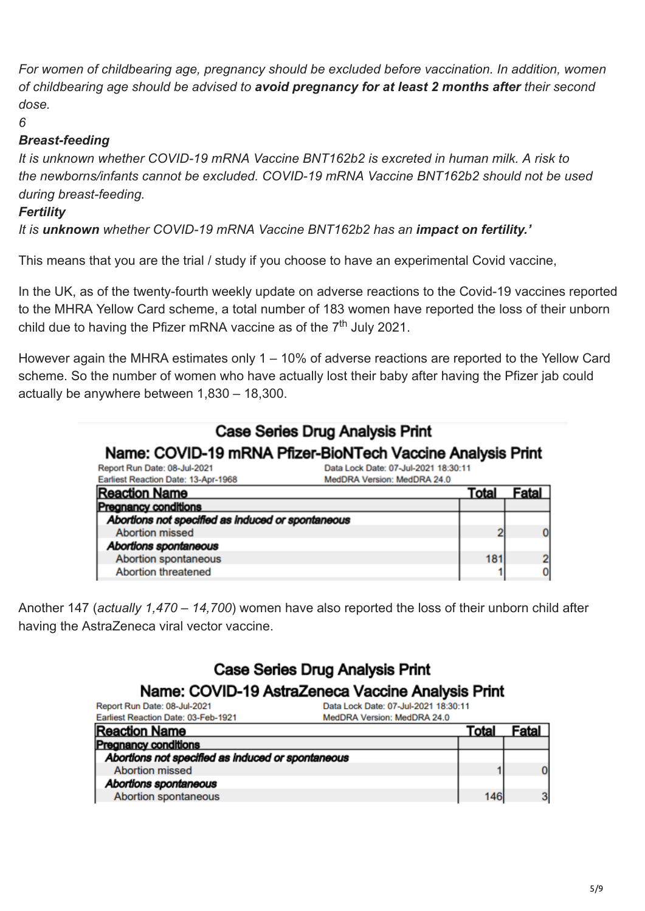*For women of childbearing age, pregnancy should be excluded before vaccination. In addition, women of childbearing age should be advised to* ***avoid pregnancy for at least 2 months after*** *their second dose.*

*6*

***Breast-feeding***

*It is unknown whether COVID-19 mRNA Vaccine BNT162b2 is excreted in human milk. A risk to the newborns/infants cannot be excluded. COVID-19 mRNA Vaccine BNT162b2 should not be used during breast-feeding.*

***Fertility***

*It is* ***unknown*** *whether COVID-19 mRNA Vaccine BNT162b2 has an* ***impact on fertility.'***

This means that you are the trial / study if you choose to have an experimental Covid vaccine,

In the UK, as of the twenty-fourth weekly update on adverse reactions to the Covid-19 vaccines reported to the MHRA Yellow Card scheme, a total number of 183 women have reported the loss of their unborn child due to having the Pfizer mRNA vaccine as of the 7th July 2021.

However again the MHRA estimates only 1 – 10% of adverse reactions are reported to the Yellow Card scheme. So the number of women who have actually lost their baby after having the Pfizer jab could actually be anywhere between 1,830 – 18,300.

**Case Series Drug Analysis Print**

**Name: COVID-19 mRNA Pfizer-BioNTech Vaccine Analysis Print**

Report Run Date: 08-Jul-2021 | Data Lock Date: 07-Jul-2021 18:30:11
Earliest Reaction Date: 13-Apr-1968 | MedDRA Version: MedDRA 24.0

| Reaction Name | Total | Fatal |
|---|---|---|
| **Pregnancy conditions** | | |
| ***Abortions not specified as induced or spontaneous*** | | |
| Abortion missed | 2 | 0 |
| ***Abortions spontaneous*** | | |
| Abortion spontaneous | 181 | 2 |
| Abortion threatened | 1 | 0 |

Another 147 (*actually 1,470 – 14,700*) women have also reported the loss of their unborn child after having the AstraZeneca viral vector vaccine.

**Case Series Drug Analysis Print**

**Name: COVID-19 AstraZeneca Vaccine Analysis Print**

Report Run Date: 08-Jul-2021 | Data Lock Date: 07-Jul-2021 18:30:11
Earliest Reaction Date: 03-Feb-1921 | MedDRA Version: MedDRA 24.0

| Reaction Name | Total | Fatal |
|---|---|---|
| **Pregnancy conditions** | | |
| ***Abortions not specified as induced or spontaneous*** | | |
| Abortion missed | 1 | 0 |
| ***Abortions spontaneous*** | | |
| Abortion spontaneous | 146 | 3 |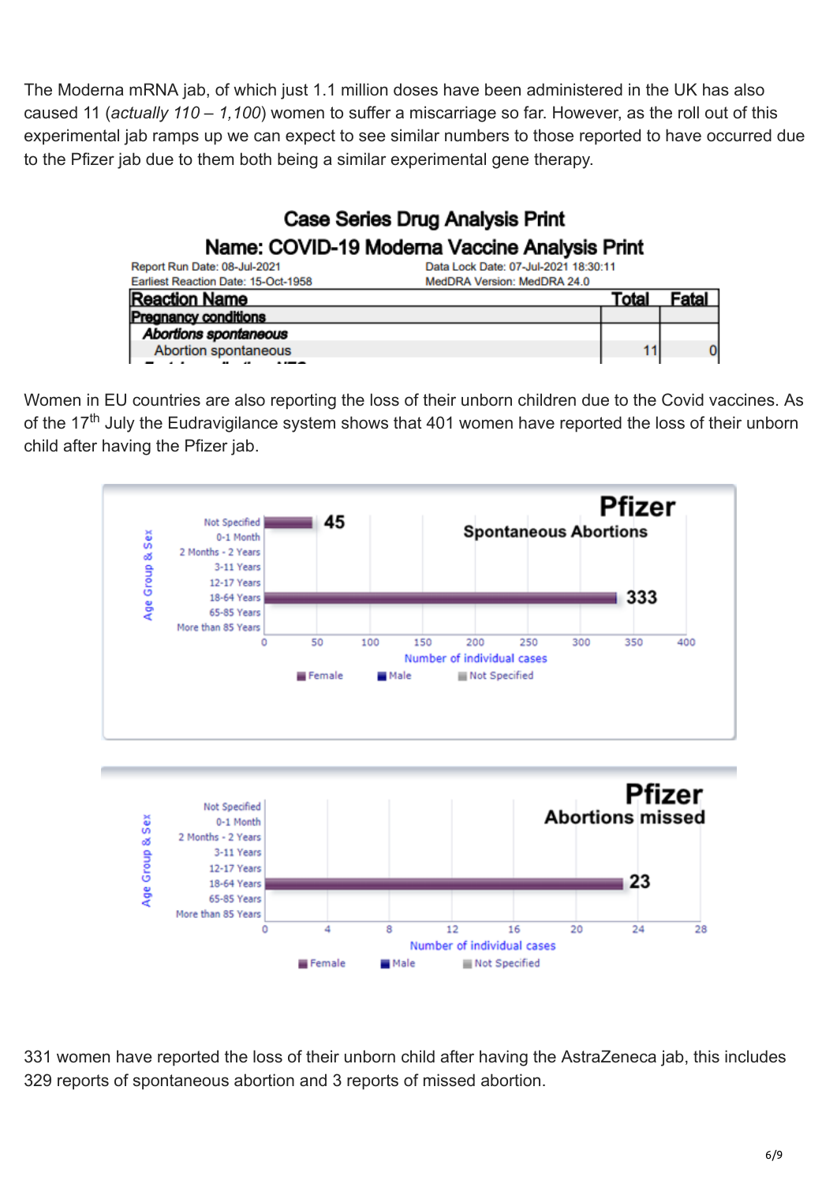The Moderna mRNA jab, of which just 1.1 million doses have been administered in the UK has also caused 11 (*actually 110 – 1,100*) women to suffer a miscarriage so far. However, as the roll out of this experimental jab ramps up we can expect to see similar numbers to those reported to have occurred due to the Pfizer jab due to them both being a similar experimental gene therapy.

**Case Series Drug Analysis Print**

**Name: COVID-19 Moderna Vaccine Analysis Print**

Report Run Date: 08-Jul-2021 | Data Lock Date: 07-Jul-2021 18:30:11

Earliest Reaction Date: 15-Oct-1958 | MedDRA Version: MedDRA 24.0

| Reaction Name | Total | Fatal |
| --- | --- | --- |
| **Pregnancy conditions** | | |
| ***Abortions spontaneous*** | | |
| Abortion spontaneous | 11 | 0 |

Women in EU countries are also reporting the loss of their unborn children due to the Covid vaccines. As of the 17th July the Eudravigilance system shows that 401 women have reported the loss of their unborn child after having the Pfizer jab.

**Pfizer**
**Spontaneous Abortions**

| Age Group & Sex | Number of individual cases |
| --- | --- |
| Not Specified | 45 |
| 0-1 Month | |
| 2 Months - 2 Years | |
| 3-11 Years | |
| 12-17 Years | |
| 18-64 Years | 333 |
| 65-85 Years | |
| More than 85 Years | |

Female / Male / Not Specified

**Pfizer**
**Abortions missed**

| Age Group & Sex | Number of individual cases |
| --- | --- |
| Not Specified | |
| 0-1 Month | |
| 2 Months - 2 Years | |
| 3-11 Years | |
| 12-17 Years | |
| 18-64 Years | 23 |
| 65-85 Years | |
| More than 85 Years | |

Female / Male / Not Specified

331 women have reported the loss of their unborn child after having the AstraZeneca jab, this includes 329 reports of spontaneous abortion and 3 reports of missed abortion.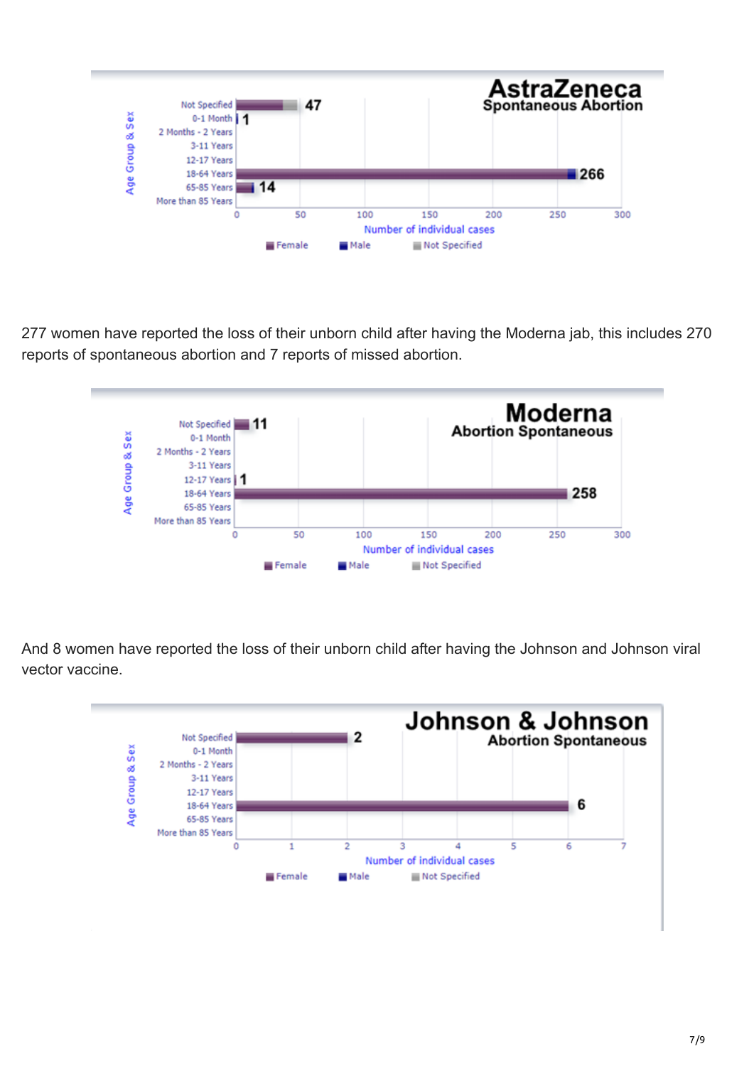**AstraZeneca — Spontaneous Abortion**

| Age Group & Sex | Number of individual cases |
|---|---|
| Not Specified | 47 |
| 0-1 Month | 1 |
| 2 Months - 2 Years | |
| 3-11 Years | |
| 12-17 Years | |
| 18-64 Years | 266 |
| 65-85 Years | 14 |
| More than 85 Years | |

Legend: Female, Male, Not Specified

277 women have reported the loss of their unborn child after having the Moderna jab, this includes 270 reports of spontaneous abortion and 7 reports of missed abortion.

**Moderna — Abortion Spontaneous**

| Age Group & Sex | Number of individual cases |
|---|---|
| Not Specified | 11 |
| 0-1 Month | |
| 2 Months - 2 Years | |
| 3-11 Years | |
| 12-17 Years | 1 |
| 18-64 Years | 258 |
| 65-85 Years | |
| More than 85 Years | |

Legend: Female, Male, Not Specified

And 8 women have reported the loss of their unborn child after having the Johnson and Johnson viral vector vaccine.

**Johnson & Johnson — Abortion Spontaneous**

| Age Group & Sex | Number of individual cases |
|---|---|
| Not Specified | 2 |
| 0-1 Month | |
| 2 Months - 2 Years | |
| 3-11 Years | |
| 12-17 Years | |
| 18-64 Years | 6 |
| 65-85 Years | |
| More than 85 Years | |

Legend: Female, Male, Not Specified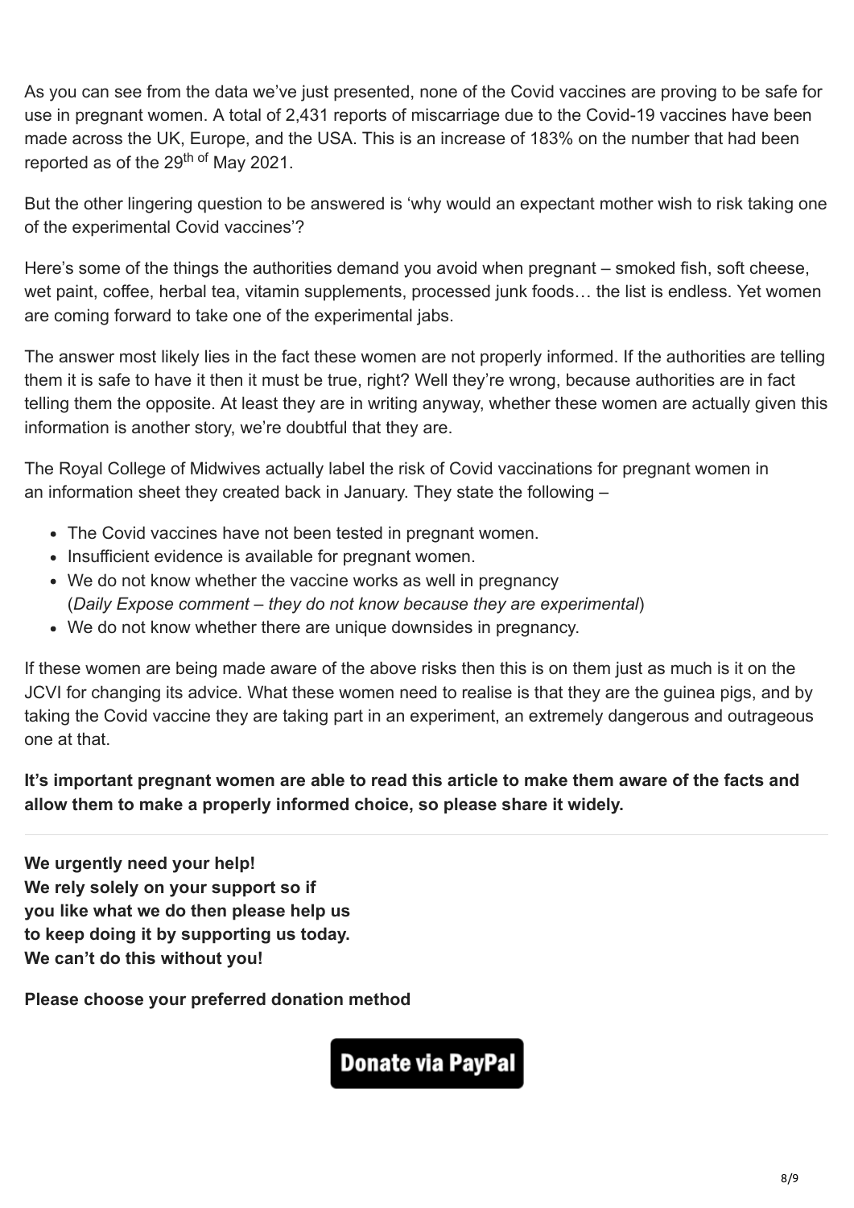As you can see from the data we've just presented, none of the Covid vaccines are proving to be safe for use in pregnant women. A total of 2,431 reports of miscarriage due to the Covid-19 vaccines have been made across the UK, Europe, and the USA. This is an increase of 183% on the number that had been reported as of the 29th of May 2021.

But the other lingering question to be answered is 'why would an expectant mother wish to risk taking one of the experimental Covid vaccines'?

Here's some of the things the authorities demand you avoid when pregnant – smoked fish, soft cheese, wet paint, coffee, herbal tea, vitamin supplements, processed junk foods… the list is endless. Yet women are coming forward to take one of the experimental jabs.

The answer most likely lies in the fact these women are not properly informed. If the authorities are telling them it is safe to have it then it must be true, right? Well they're wrong, because authorities are in fact telling them the opposite. At least they are in writing anyway, whether these women are actually given this information is another story, we're doubtful that they are.

The Royal College of Midwives actually label the risk of Covid vaccinations for pregnant women in an information sheet they created back in January. They state the following –

- The Covid vaccines have not been tested in pregnant women.
- Insufficient evidence is available for pregnant women.
- We do not know whether the vaccine works as well in pregnancy (*Daily Expose comment – they do not know because they are experimental*)
- We do not know whether there are unique downsides in pregnancy.

If these women are being made aware of the above risks then this is on them just as much is it on the JCVI for changing its advice. What these women need to realise is that they are the guinea pigs, and by taking the Covid vaccine they are taking part in an experiment, an extremely dangerous and outrageous one at that.

**It's important pregnant women are able to read this article to make them aware of the facts and allow them to make a properly informed choice, so please share it widely.**

---

**We urgently need your help!**
**We rely solely on your support so if you like what we do then please help us to keep doing it by supporting us today.**
**We can't do this without you!**

**Please choose your preferred donation method**

Donate via PayPal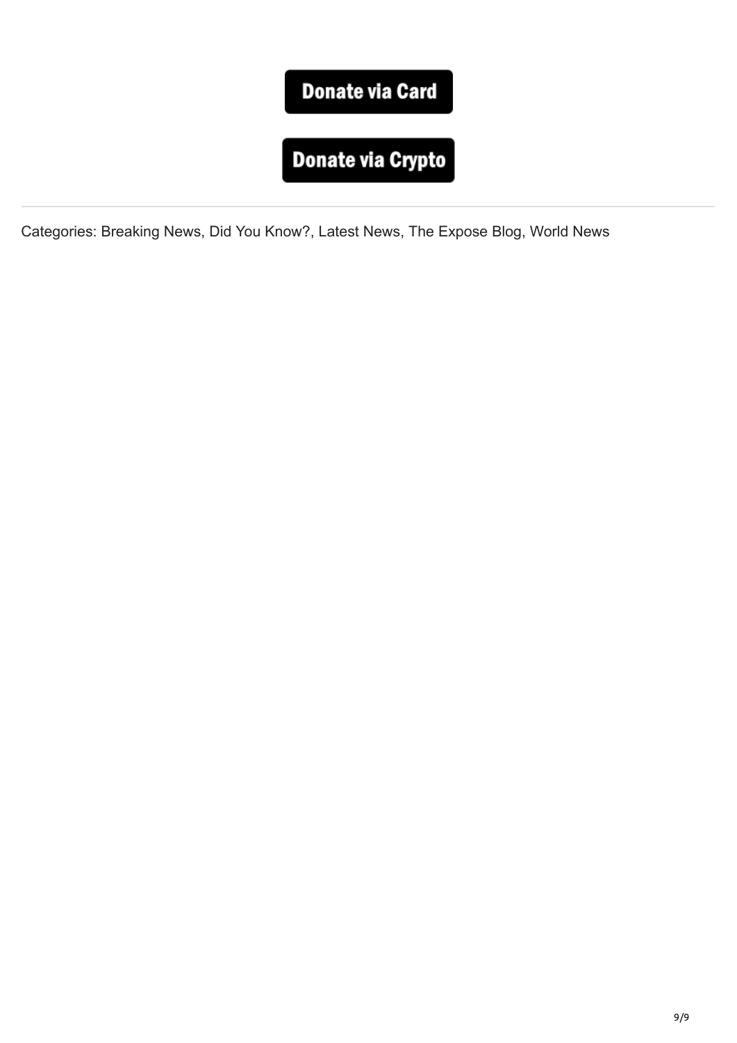Donate via Card

Donate via Crypto

---

Categories: Breaking News, Did You Know?, Latest News, The Expose Blog, World News